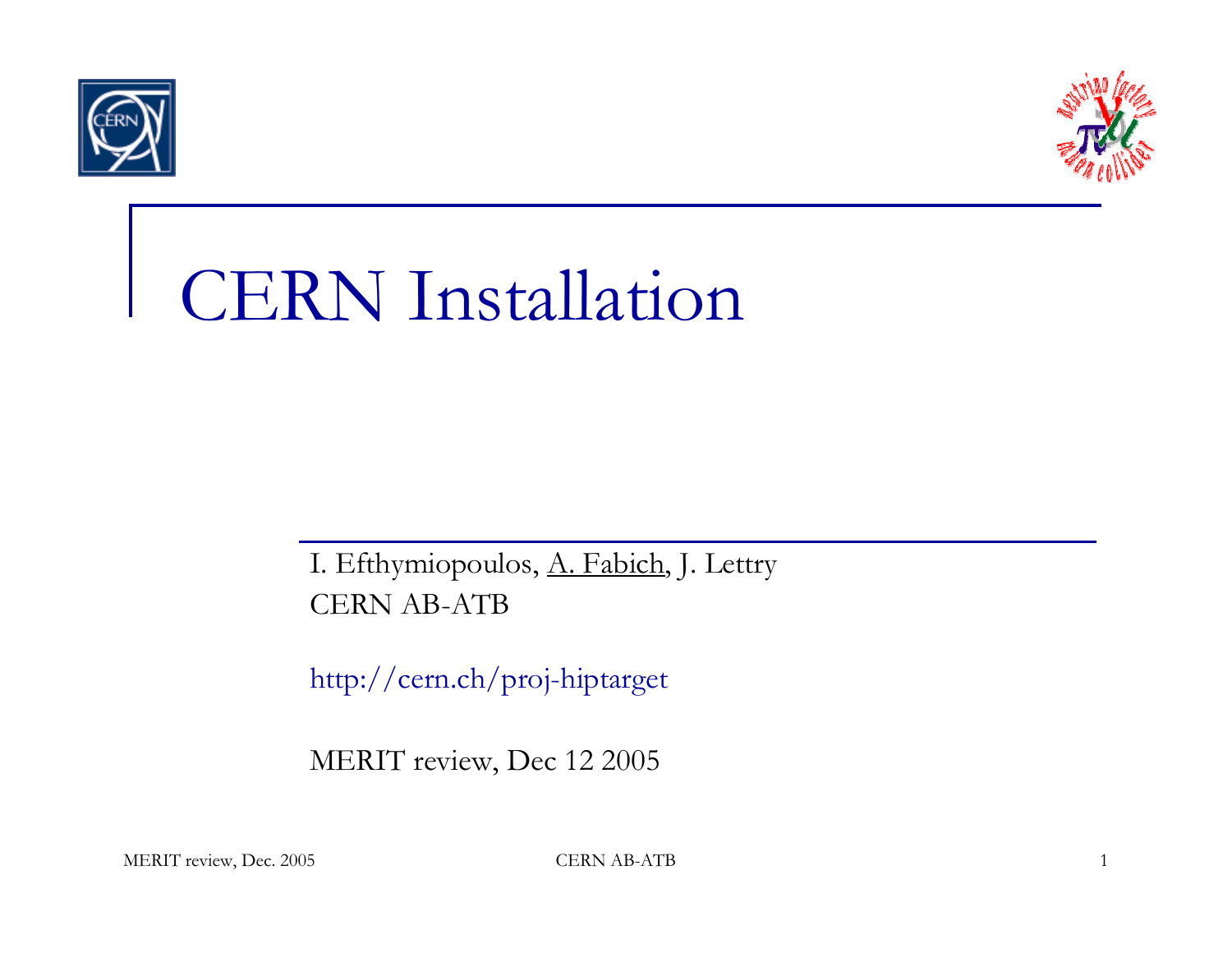# CERN Installation

I. Efthymiopoulos, A. Fabich, J. Lettry
CERN AB-ATB

http://cern.ch/proj-hiptarget

MERIT review, Dec 12 2005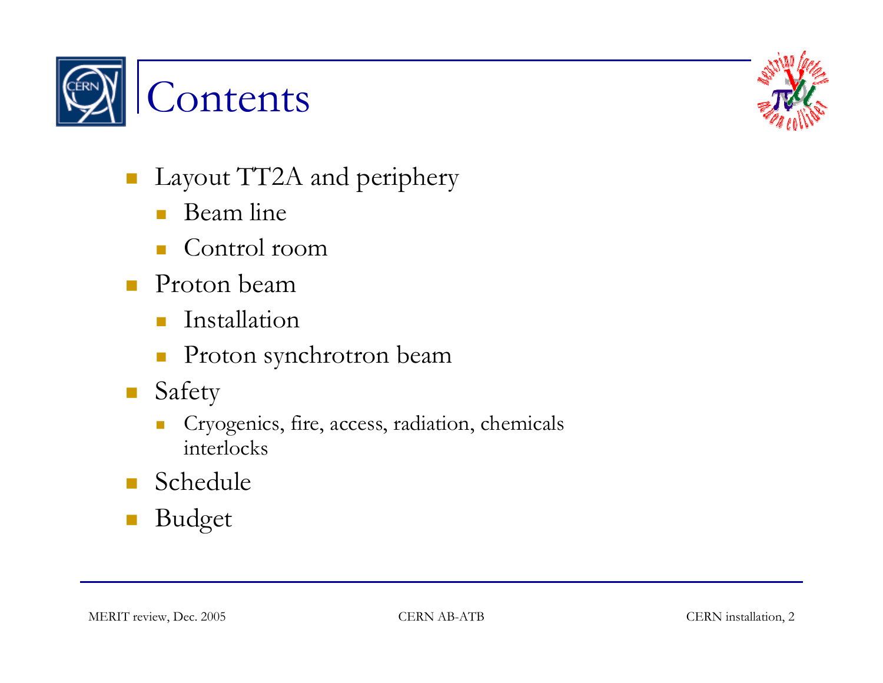# Contents

- Layout TT2A and periphery
  - Beam line
  - Control room
- Proton beam
  - Installation
  - Proton synchrotron beam
- Safety
  - Cryogenics, fire, access, radiation, chemicals interlocks
- Schedule
- Budget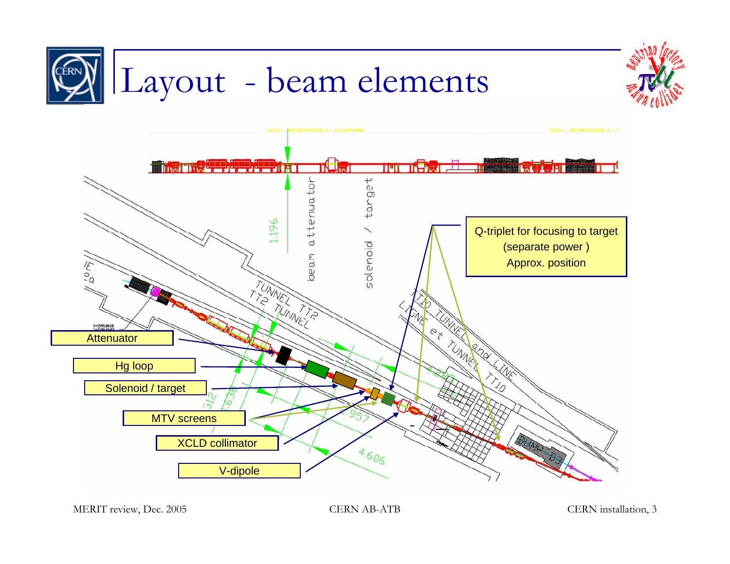# Layout - beam elements

Q-triplet for focusing to target (separate power ) Approx. position

- Attenuator
- Hg loop
- Solenoid / target
- MTV screens
- XCLD collimator
- V-dipole

beam attenuator

solenoid / target

1.196

TUNNEL TT2

TT2 TUNNEL

TT10 TUNNEL and LINE

LIGNE et TUNNEL TT10

4.280

.957

4.606

312

7.638

MERIT review, Dec. 2005

CERN AB-ATB

CERN installation, 3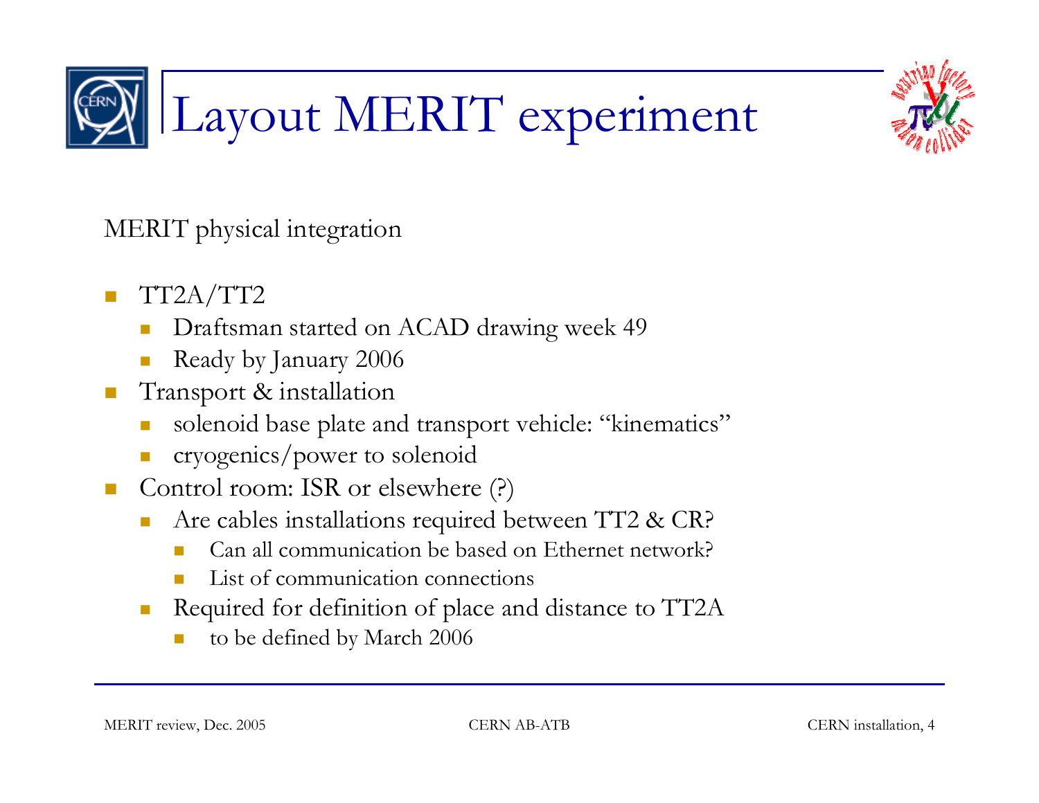# Layout MERIT experiment

MERIT physical integration

- TT2A/TT2
  - Draftsman started on ACAD drawing week 49
  - Ready by January 2006
- Transport & installation
  - solenoid base plate and transport vehicle: "kinematics"
  - cryogenics/power to solenoid
- Control room: ISR or elsewhere (?)
  - Are cables installations required between TT2 & CR?
    - Can all communication be based on Ethernet network?
    - List of communication connections
  - Required for definition of place and distance to TT2A
    - to be defined by March 2006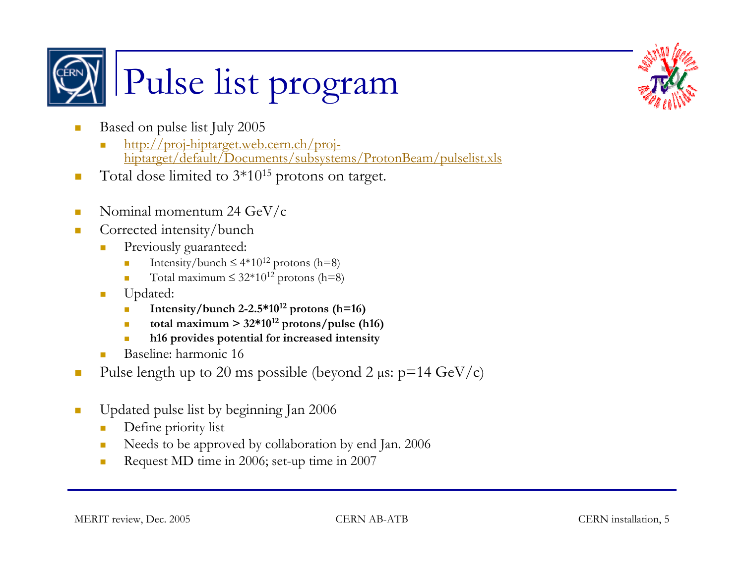# Pulse list program

- Based on pulse list July 2005
  - http://proj-hiptarget.web.cern.ch/proj-hiptarget/default/Documents/subsystems/ProtonBeam/pulselist.xls
- Total dose limited to $3*10^{15}$ protons on target.

- Nominal momentum 24 GeV/c
- Corrected intensity/bunch
  - Previously guaranteed:
    - Intensity/bunch $\leq 4*10^{12}$ protons (h=8)
    - Total maximum $\leq 32*10^{12}$ protons (h=8)
  - Updated:
    - **Intensity/bunch 2-2.5*$10^{12}$ protons (h=16)**
    - **total maximum > 32*$10^{12}$ protons/pulse (h16)**
    - **h16 provides potential for increased intensity**
  - Baseline: harmonic 16
- Pulse length up to 20 ms possible (beyond 2 μs: p=14 GeV/c)

- Updated pulse list by beginning Jan 2006
  - Define priority list
  - Needs to be approved by collaboration by end Jan. 2006
  - Request MD time in 2006; set-up time in 2007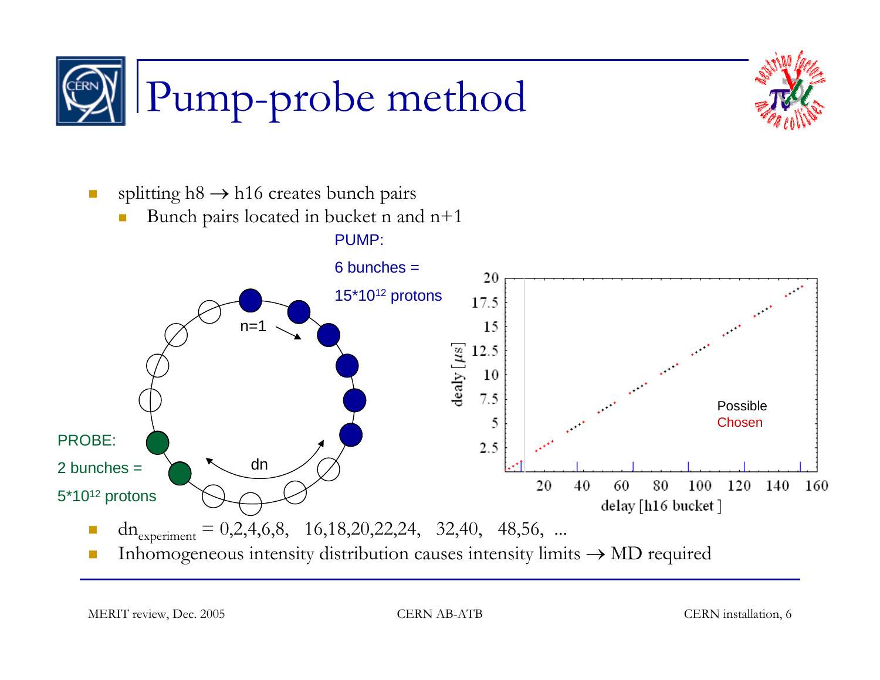# Pump-probe method

- splitting h8 → h16 creates bunch pairs
  - Bunch pairs located in bucket n and n+1

PUMP:

6 bunches =

15*10[12] protons

n=1

dn

PROBE:

2 bunches =

5*10[12] protons

Possible

Chosen

dealy [μs]

delay [h16 bucket]

- $dn_{experiment}$ = 0,2,4,6,8,   16,18,20,22,24,   32,40,   48,56,  ...
- Inhomogeneous intensity distribution causes intensity limits → MD required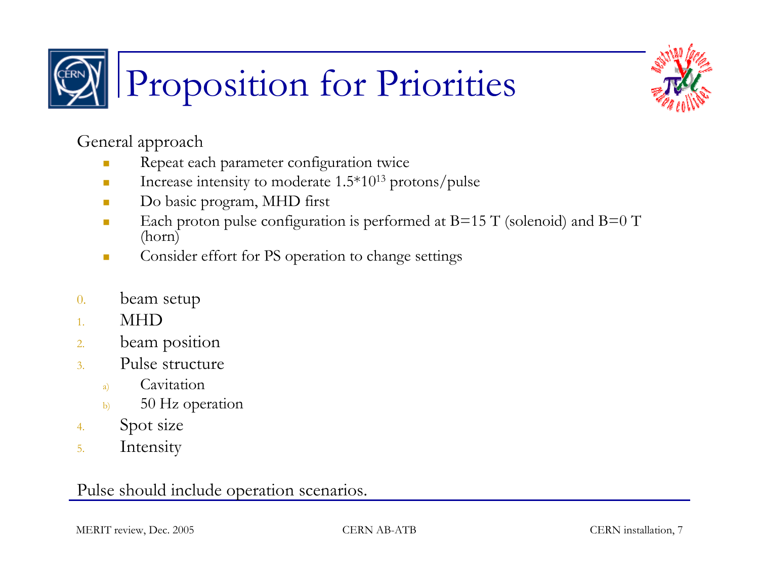# Proposition for Priorities

General approach

- Repeat each parameter configuration twice
- Increase intensity to moderate $1.5*10^{13}$ protons/pulse
- Do basic program, MHD first
- Each proton pulse configuration is performed at B=15 T (solenoid) and B=0 T (horn)
- Consider effort for PS operation to change settings

0. beam setup
1. MHD
2. beam position
3. Pulse structure
   a) Cavitation
   b) 50 Hz operation
4. Spot size
5. Intensity

Pulse should include operation scenarios.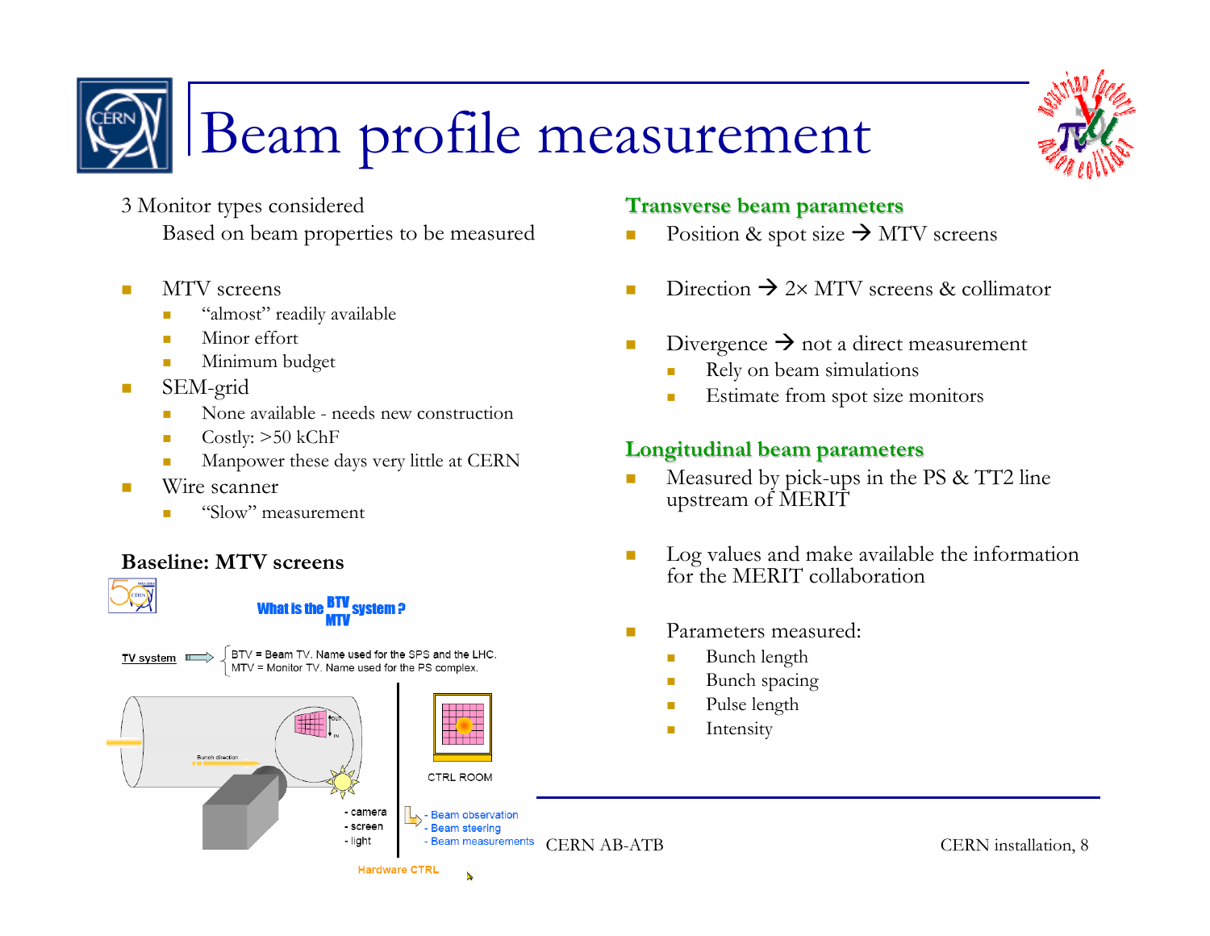# Beam profile measurement

3 Monitor types considered

Based on beam properties to be measured

- MTV screens
  - “almost” readily available
  - Minor effort
  - Minimum budget
- SEM-grid
  - None available - needs new construction
  - Costly: >50 kChF
  - Manpower these days very little at CERN
- Wire scanner
  - “Slow” measurement

**Baseline: MTV screens**

What is the BTV/MTV system ?

TV system ⟹ BTV = Beam TV. Name used for the SPS and the LHC. MTV = Monitor TV. Name used for the PS complex.

Bunch direction

OUT / IN

- camera
- screen
- light

CTRL ROOM

- Beam observation
- Beam steering
- Beam measurements

Hardware CTRL

**Transverse beam parameters**

- Position & spot size → MTV screens
- Direction → 2× MTV screens & collimator
- Divergence → not a direct measurement
  - Rely on beam simulations
  - Estimate from spot size monitors

**Longitudinal beam parameters**

- Measured by pick-ups in the PS & TT2 line upstream of MERIT
- Log values and make available the information for the MERIT collaboration
- Parameters measured:
  - Bunch length
  - Bunch spacing
  - Pulse length
  - Intensity

CERN AB-ATB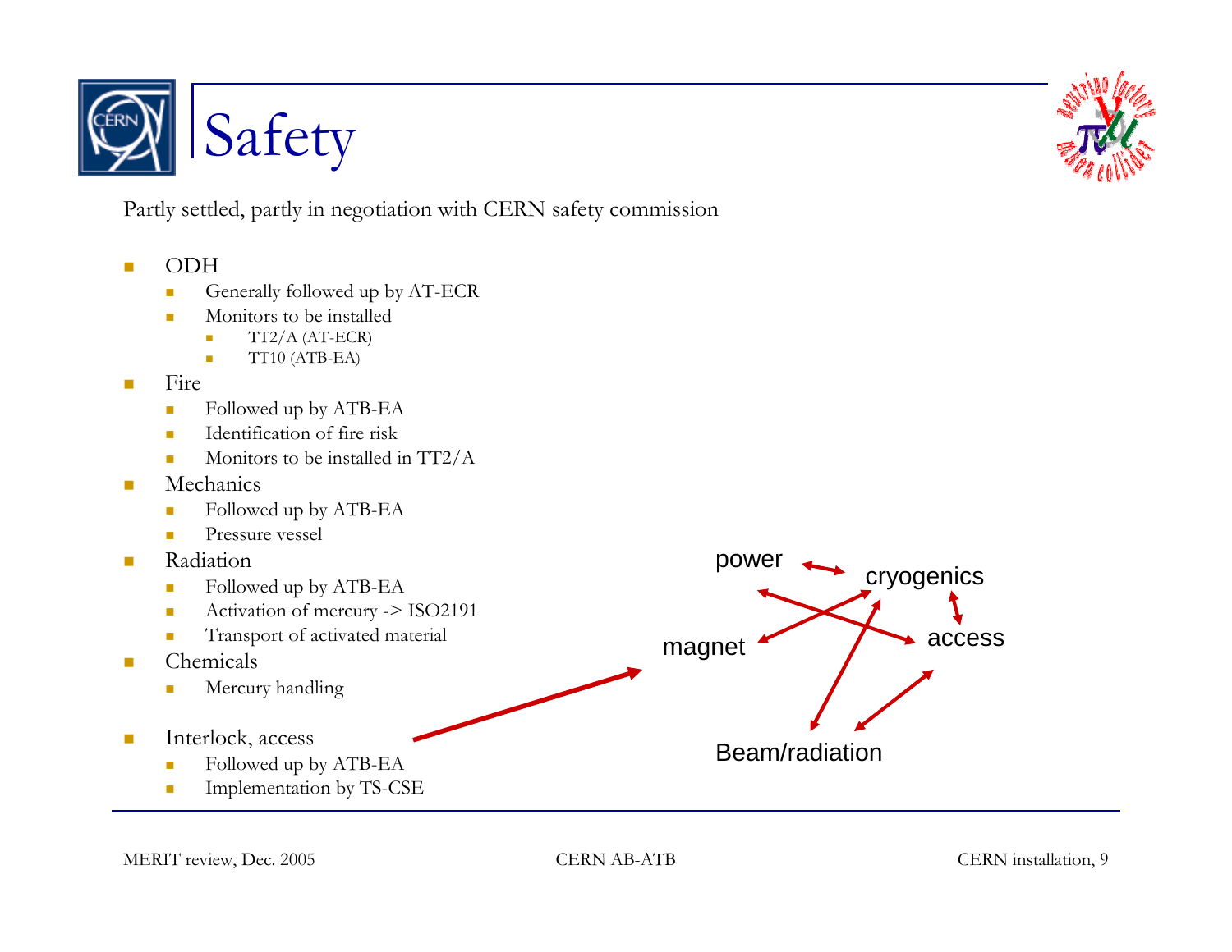# Safety

Partly settled, partly in negotiation with CERN safety commission

- ODH
  - Generally followed up by AT-ECR
  - Monitors to be installed
    - TT2/A (AT-ECR)
    - TT10 (ATB-EA)
- Fire
  - Followed up by ATB-EA
  - Identification of fire risk
  - Monitors to be installed in TT2/A
- Mechanics
  - Followed up by ATB-EA
  - Pressure vessel
- Radiation
  - Followed up by ATB-EA
  - Activation of mercury -> ISO2191
  - Transport of activated material
- Chemicals
  - Mercury handling
- Interlock, access
  - Followed up by ATB-EA
  - Implementation by TS-CSE

power
cryogenics
magnet
access
Beam/radiation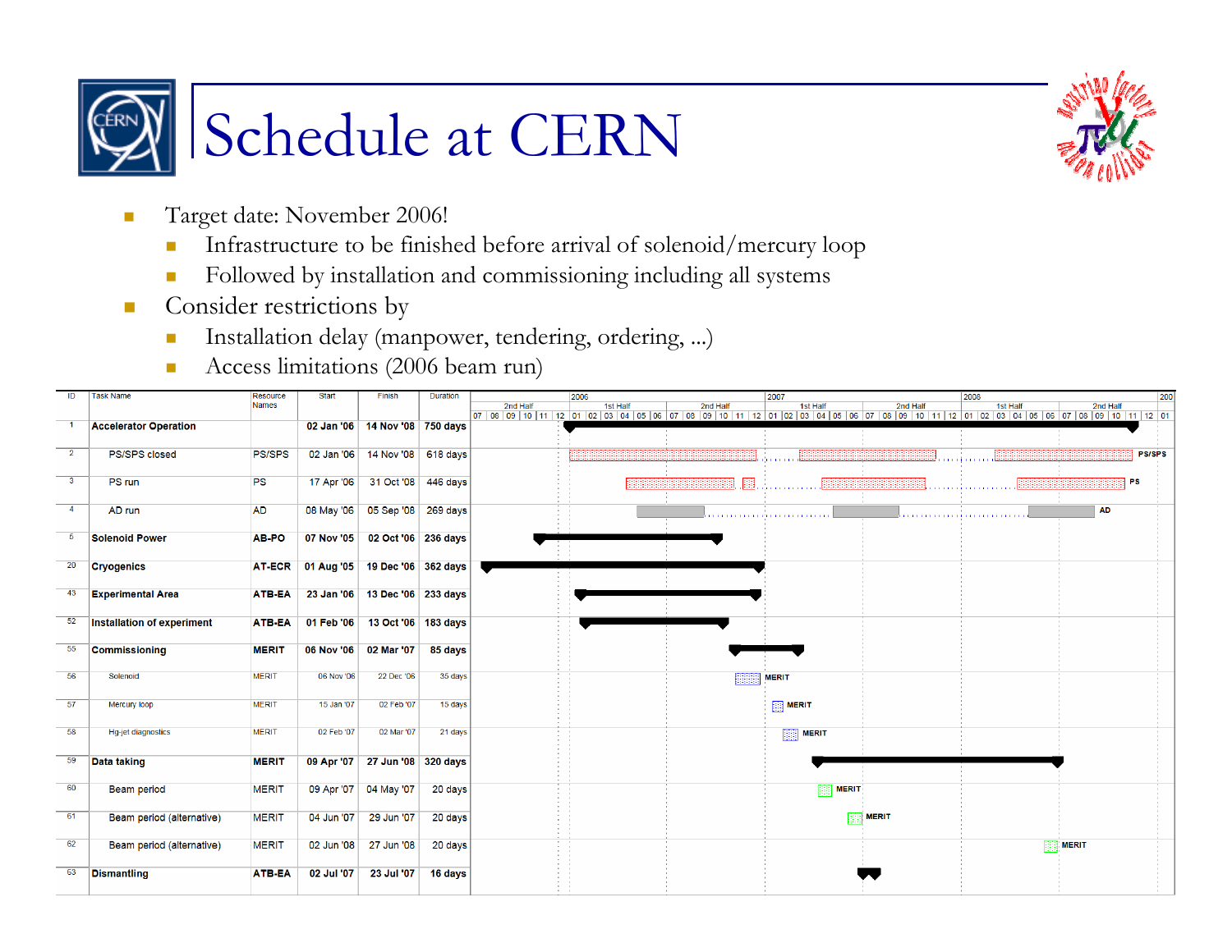# Schedule at CERN

- Target date: November 2006!
  - Infrastructure to be finished before arrival of solenoid/mercury loop
  - Followed by installation and commissioning including all systems
- Consider restrictions by
  - Installation delay (manpower, tendering, ordering, ...)
  - Access limitations (2006 beam run)

| ID | Task Name | Resource Names | Start | Finish | Duration |
|---|---|---|---|---|---|
| 1 | **Accelerator Operation** | | 02 Jan '06 | 14 Nov '08 | 750 days |
| 2 | PS/SPS closed | PS/SPS | 02 Jan '06 | 14 Nov '08 | 618 days |
| 3 | PS run | PS | 17 Apr '06 | 31 Oct '08 | 446 days |
| 4 | AD run | AD | 08 May '06 | 05 Sep '08 | 269 days |
| 5 | **Solenoid Power** | AB-PO | 07 Nov '05 | 02 Oct '06 | 236 days |
| 20 | **Cryogenics** | AT-ECR | 01 Aug '05 | 19 Dec '06 | 362 days |
| 43 | **Experimental Area** | ATB-EA | 23 Jan '06 | 13 Dec '06 | 233 days |
| 52 | **Installation of experiment** | ATB-EA | 01 Feb '06 | 13 Oct '06 | 183 days |
| 55 | **Commissioning** | MERIT | 06 Nov '06 | 02 Mar '07 | 85 days |
| 56 | Solenoid | MERIT | 06 Nov '06 | 22 Dec '06 | 35 days |
| 57 | Mercury loop | MERIT | 15 Jan '07 | 02 Feb '07 | 15 days |
| 58 | Hg-jet diagnostics | MERIT | 02 Feb '07 | 02 Mar '07 | 21 days |
| 59 | **Data taking** | MERIT | 09 Apr '07 | 27 Jun '08 | 320 days |
| 60 | Beam period | MERIT | 09 Apr '07 | 04 May '07 | 20 days |
| 61 | Beam period (alternative) | MERIT | 04 Jun '07 | 29 Jun '07 | 20 days |
| 62 | Beam period (alternative) | MERIT | 02 Jun '08 | 27 Jun '08 | 20 days |
| 63 | **Dismantling** | ATB-EA | 02 Jul '07 | 23 Jul '07 | 16 days |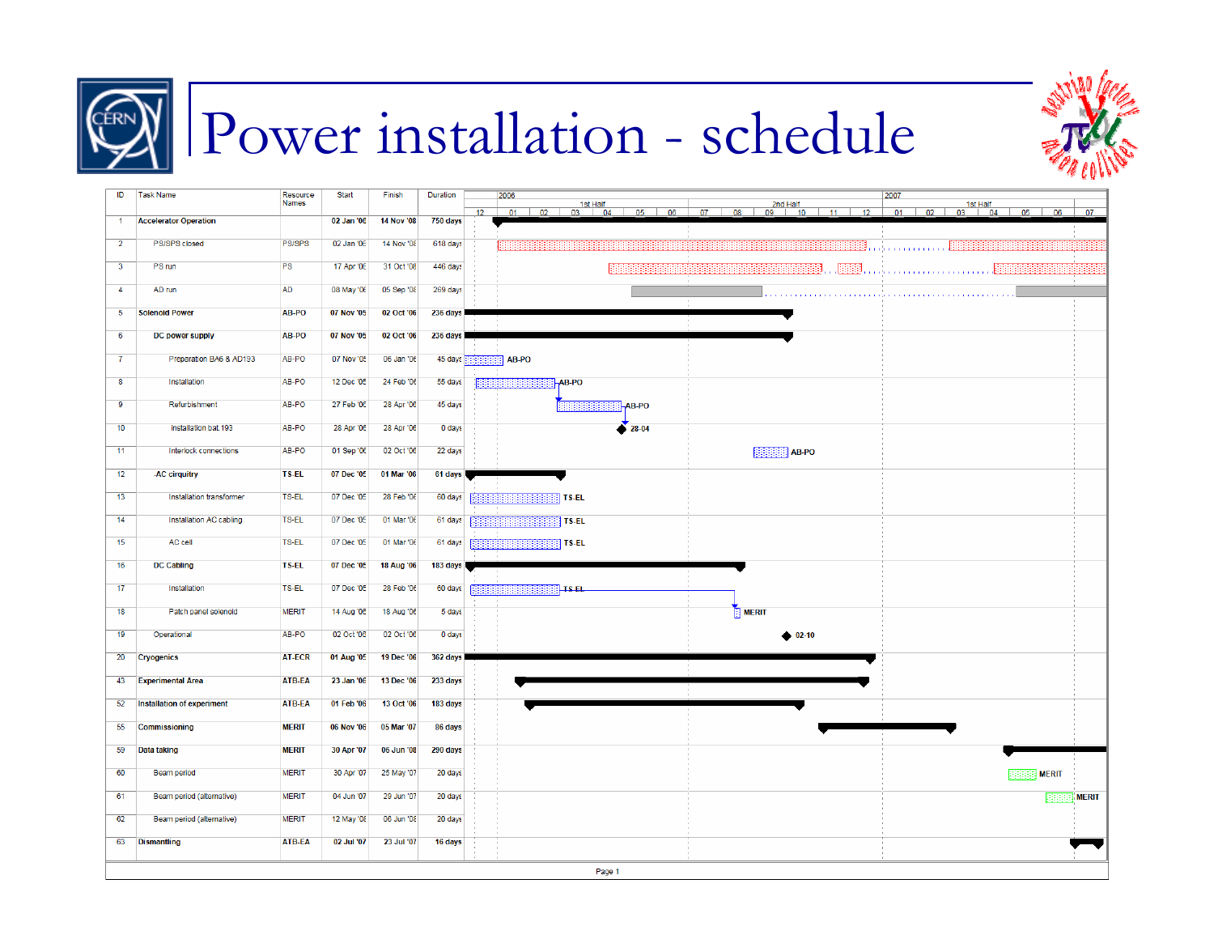# Power installation - schedule

| ID | Task Name | Resource Names | Start | Finish | Duration |
|---|---|---|---|---|---|
| 1 | **Accelerator Operation** | | **02 Jan '06** | **14 Nov '08** | **750 days** |
| 2 | PS/SPS closed | PS/SPS | 02 Jan '06 | 14 Nov '08 | 618 days |
| 3 | PS run | PS | 17 Apr '06 | 31 Oct '08 | 446 days |
| 4 | AD run | AD | 08 May '06 | 05 Sep '08 | 269 days |
| 5 | **Solenoid Power** | **AB-PO** | **07 Nov '05** | **02 Oct '06** | **236 days** |
| 6 | **DC power supply** | **AB-PO** | **07 Nov '05** | **02 Oct '06** | **236 days** |
| 7 | Preparation BA6 & AD193 | AB-PO | 07 Nov '05 | 06 Jan '06 | 45 days |
| 8 | Installation | AB-PO | 12 Dec '05 | 24 Feb '06 | 55 days |
| 9 | Refurbishment | AB-PO | 27 Feb '06 | 28 Apr '06 | 45 days |
| 10 | installation bat.193 | AB-PO | 28 Apr '06 | 28 Apr '06 | 0 days |
| 11 | Interlock connections | AB-PO | 01 Sep '06 | 02 Oct '06 | 22 days |
| 12 | **AC cirquitry** | **TS-EL** | **07 Dec '05** | **01 Mar '06** | **61 days** |
| 13 | Installation transformer | TS-EL | 07 Dec '05 | 28 Feb '06 | 60 days |
| 14 | Installation AC cabling | TS-EL | 07 Dec '05 | 01 Mar '06 | 61 days |
| 15 | AC cell | TS-EL | 07 Dec '05 | 01 Mar '06 | 61 days |
| 16 | **DC Cabling** | **TS-EL** | **07 Dec '05** | **18 Aug '06** | **183 days** |
| 17 | Installation | TS-EL | 07 Dec '05 | 28 Feb '06 | 60 days |
| 18 | Patch panel solenoid | MERIT | 14 Aug '06 | 18 Aug '06 | 5 days |
| 19 | Operational | AB-PO | 02 Oct '06 | 02 Oct '06 | 0 days |
| 20 | **Cryogenics** | **AT-ECR** | **01 Aug '05** | **19 Dec '06** | **362 days** |
| 43 | **Experimental Area** | **ATB-EA** | **23 Jan '06** | **13 Dec '06** | **233 days** |
| 52 | **Installation of experiment** | **ATB-EA** | **01 Feb '06** | **13 Oct '06** | **183 days** |
| 55 | **Commissioning** | **MERIT** | **06 Nov '06** | **05 Mar '07** | **86 days** |
| 59 | **Data taking** | **MERIT** | **30 Apr '07** | **06 Jun '08** | **290 days** |
| 60 | Beam period | MERIT | 30 Apr '07 | 25 May '07 | 20 days |
| 61 | Beam period (alternative) | MERIT | 04 Jun '07 | 29 Jun '07 | 20 days |
| 62 | Beam period (alternative) | MERIT | 12 May '08 | 06 Jun '08 | 20 days |
| 63 | **Dismantling** | **ATB-EA** | **02 Jul '07** | **23 Jul '07** | **16 days** |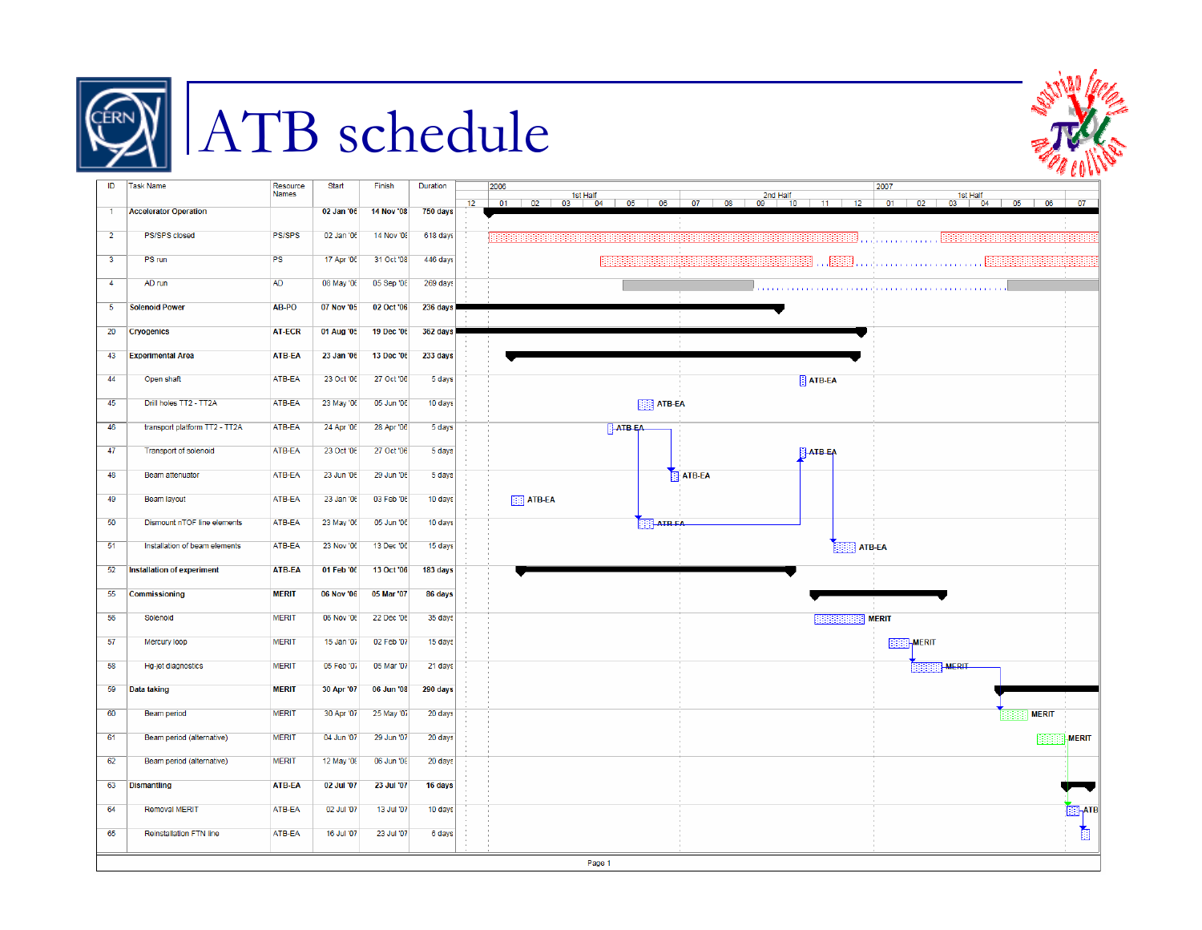# ATB schedule

| ID | Task Name | Resource Names | Start | Finish | Duration |
|---|---|---|---|---|---|
| 1 | **Accelerator Operation** | | **02 Jan '06** | **14 Nov '08** | **750 days** |
| 2 | PS/SPS closed | PS/SPS | 02 Jan '06 | 14 Nov '08 | 618 days |
| 3 | PS run | PS | 17 Apr '06 | 31 Oct '08 | 446 days |
| 4 | AD run | AD | 08 May '06 | 05 Sep '08 | 269 days |
| 5 | **Solenoid Power** | **AB-PO** | **07 Nov '05** | **02 Oct '06** | **236 days** |
| 20 | **Cryogenics** | **AT-ECR** | **01 Aug '05** | **19 Dec '06** | **362 days** |
| 43 | **Experimental Area** | **ATB-EA** | **23 Jan '06** | **13 Dec '06** | **233 days** |
| 44 | Open shaft | ATB-EA | 23 Oct '06 | 27 Oct '06 | 5 days |
| 45 | Drill holes TT2 - TT2A | ATB-EA | 23 May '06 | 05 Jun '06 | 10 days |
| 46 | transport platform TT2 - TT2A | ATB-EA | 24 Apr '06 | 28 Apr '06 | 5 days |
| 47 | Transport of solenoid | ATB-EA | 23 Oct '06 | 27 Oct '06 | 5 days |
| 48 | Beam attenuator | ATB-EA | 23 Jun '06 | 29 Jun '06 | 5 days |
| 49 | Beam layout | ATB-EA | 23 Jan '06 | 03 Feb '06 | 10 days |
| 50 | Dismount nTOF line elements | ATB-EA | 23 May '06 | 05 Jun '06 | 10 days |
| 51 | Installation of beam elements | ATB-EA | 23 Nov '06 | 13 Dec '06 | 15 days |
| 52 | **Installation of experiment** | **ATB-EA** | **01 Feb '06** | **13 Oct '06** | **183 days** |
| 55 | **Commissioning** | **MERIT** | **06 Nov '06** | **05 Mar '07** | **86 days** |
| 56 | Solenoid | MERIT | 06 Nov '06 | 22 Dec '06 | 35 days |
| 57 | Mercury loop | MERIT | 15 Jan '07 | 02 Feb '07 | 15 days |
| 58 | Hg-jet diagnostics | MERIT | 05 Feb '07 | 05 Mar '07 | 21 days |
| 59 | **Data taking** | **MERIT** | **30 Apr '07** | **06 Jun '08** | **290 days** |
| 60 | Beam period | MERIT | 30 Apr '07 | 25 May '07 | 20 days |
| 61 | Beam period (alternative) | MERIT | 04 Jun '07 | 29 Jun '07 | 20 days |
| 62 | Beam period (alternative) | MERIT | 12 May '08 | 06 Jun '08 | 20 days |
| 63 | **Dismantling** | **ATB-EA** | **02 Jul '07** | **23 Jul '07** | **16 days** |
| 64 | Removal MERIT | ATB-EA | 02 Jul '07 | 13 Jul '07 | 10 days |
| 65 | Reinstallation FTN line | ATB-EA | 16 Jul '07 | 23 Jul '07 | 6 days |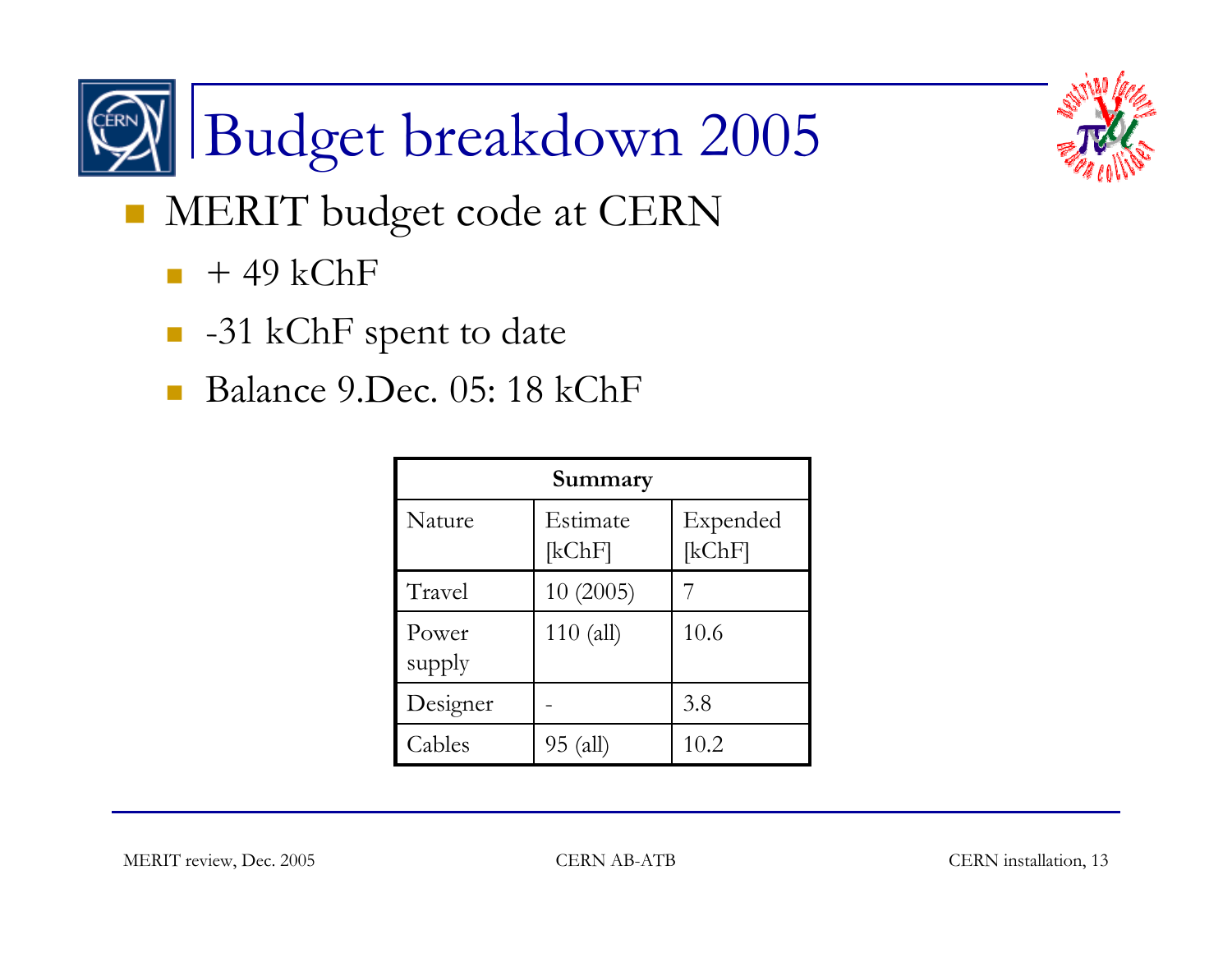# Budget breakdown 2005

- MERIT budget code at CERN
  - + 49 kChF
  - -31 kChF spent to date
  - Balance 9.Dec. 05: 18 kChF

| Summary | | |
|---|---|---|
| Nature | Estimate [kChF] | Expended [kChF] |
| Travel | 10 (2005) | 7 |
| Power supply | 110 (all) | 10.6 |
| Designer | - | 3.8 |
| Cables | 95 (all) | 10.2 |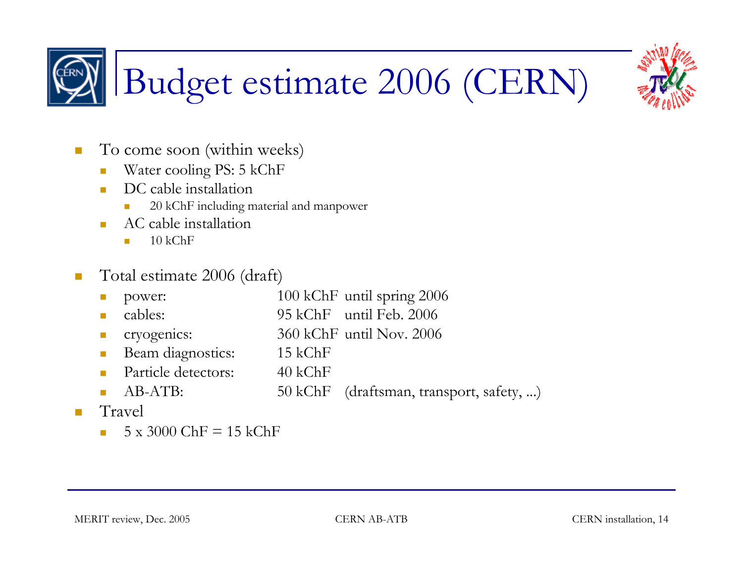# Budget estimate 2006 (CERN)

- To come soon (within weeks)
  - Water cooling PS: 5 kChF
  - DC cable installation
    - 20 kChF including material and manpower
  - AC cable installation
    - 10 kChF

- Total estimate 2006 (draft)
  - power: 100 kChF until spring 2006
  - cables: 95 kChF until Feb. 2006
  - cryogenics: 360 kChF until Nov. 2006
  - Beam diagnostics: 15 kChF
  - Particle detectors: 40 kChF
  - AB-ATB: 50 kChF (draftsman, transport, safety, ...)
- Travel
  - 5 x 3000 ChF = 15 kChF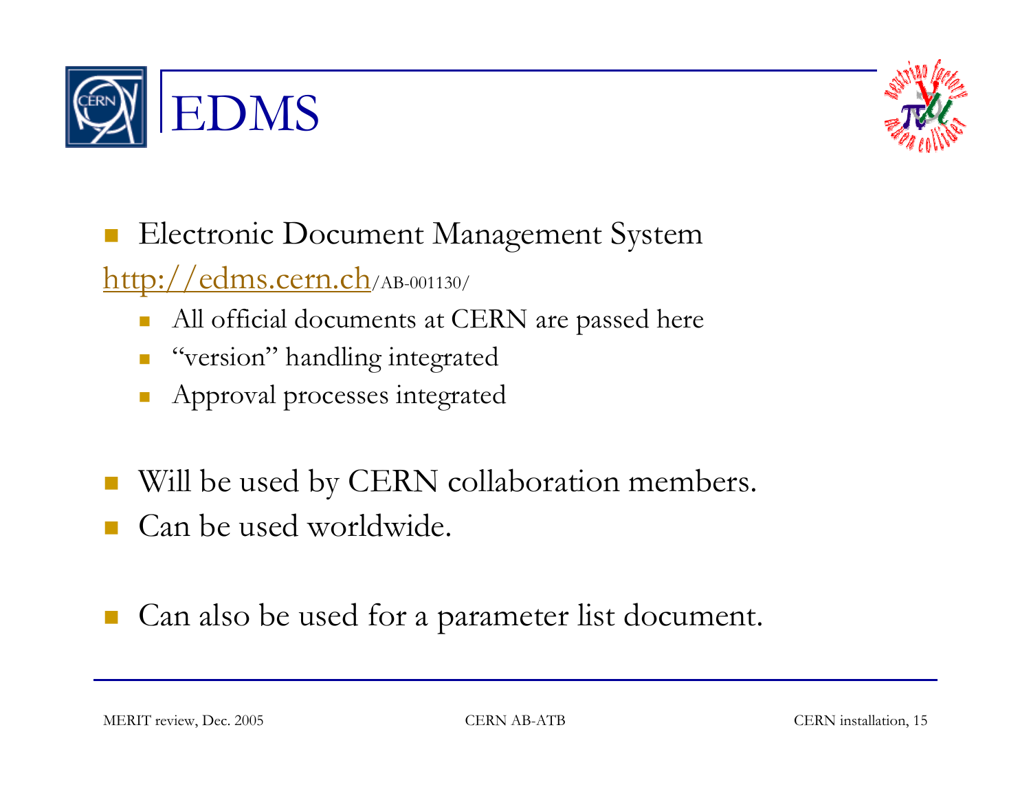# EDMS

- Electronic Document Management System

http://edms.cern.ch/AB-001130/

  - All official documents at CERN are passed here
  - "version" handling integrated
  - Approval processes integrated

- Will be used by CERN collaboration members.
- Can be used worldwide.

- Can also be used for a parameter list document.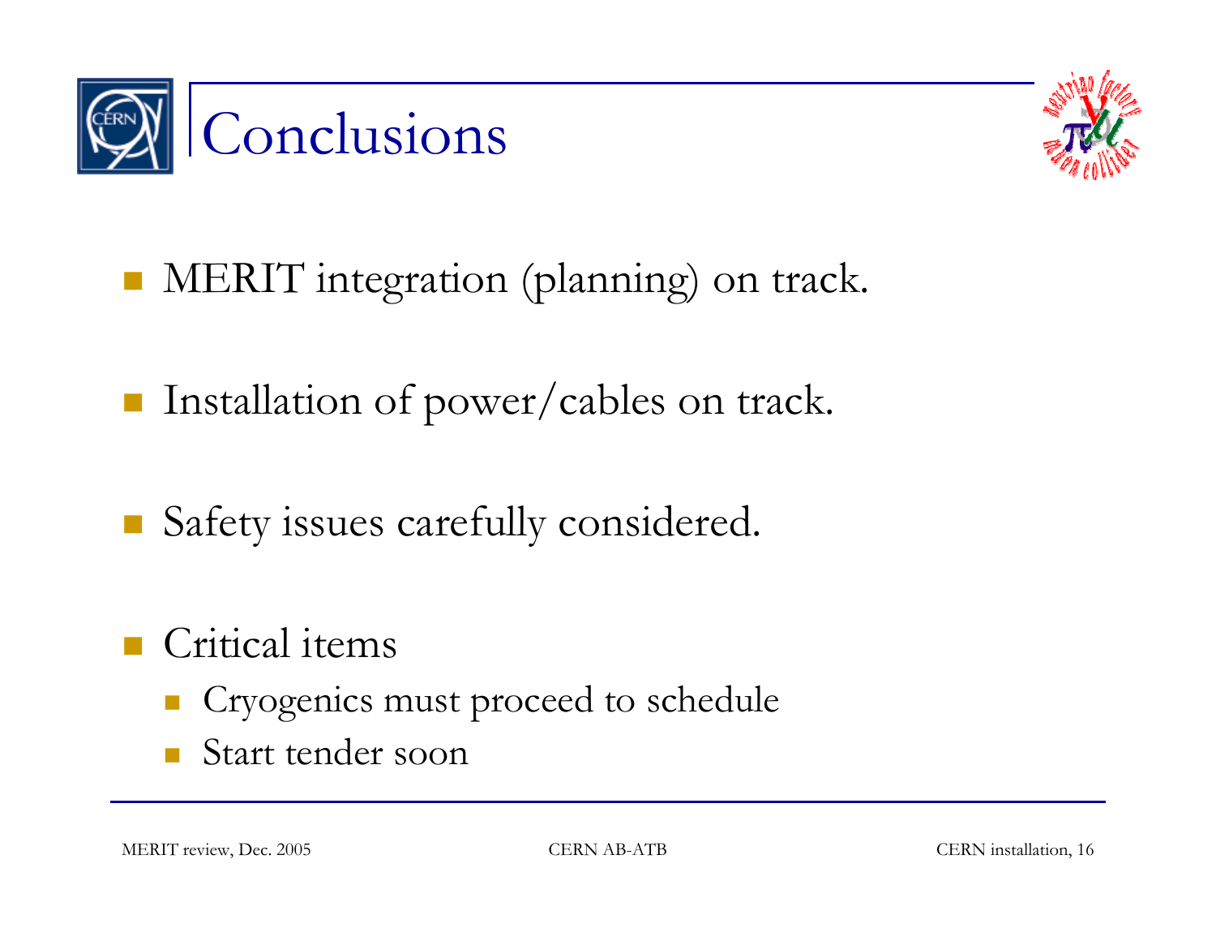# Conclusions

- MERIT integration (planning) on track.
- Installation of power/cables on track.
- Safety issues carefully considered.
- Critical items
  - Cryogenics must proceed to schedule
  - Start tender soon